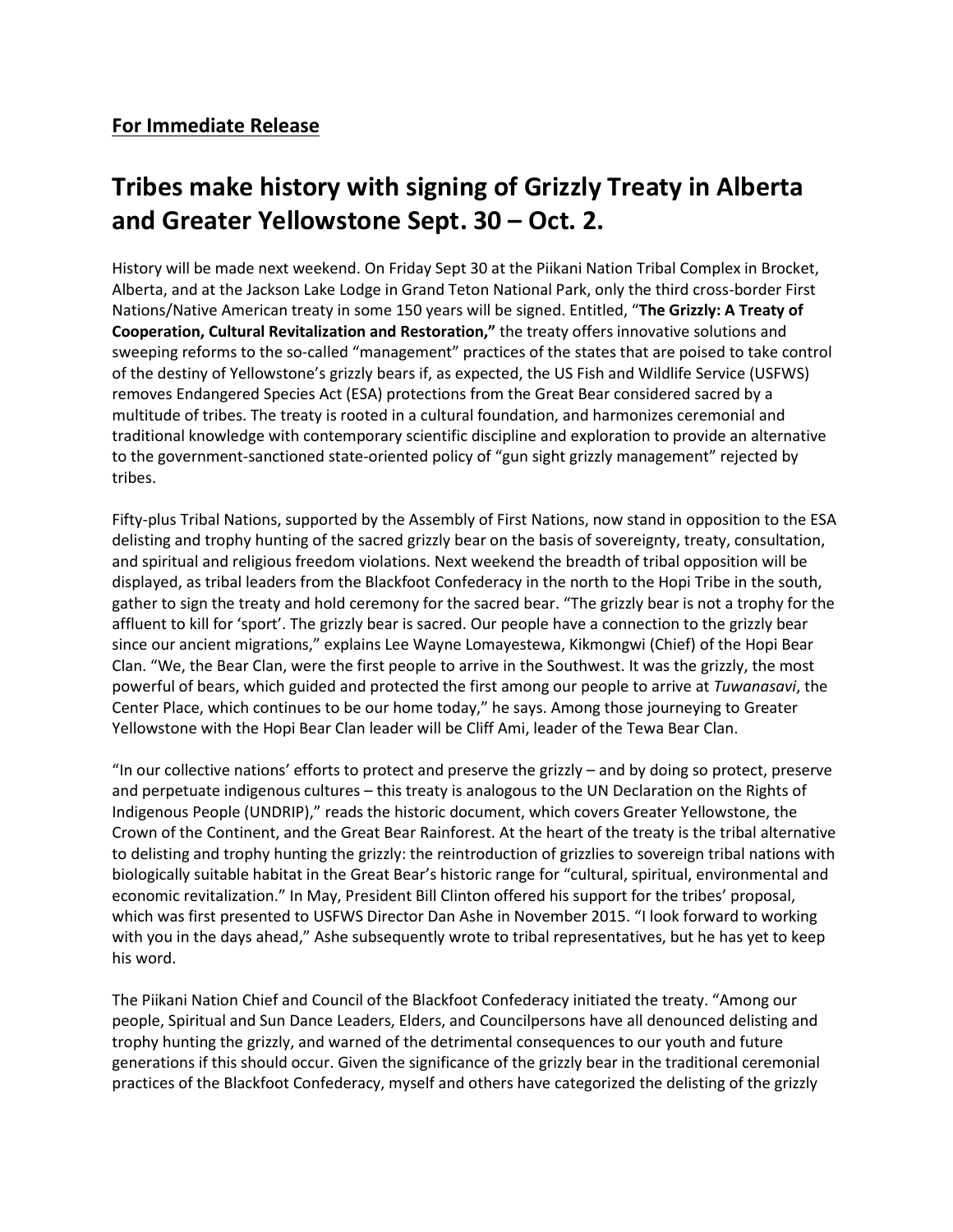**For Immediate Release**

# Tribes make history with signing of Grizzly Treaty in Alberta and Greater Yellowstone Sept. 30 – Oct. 2.

History will be made next weekend. On Friday Sept 30 at the Piikani Nation Tribal Complex in Brocket, Alberta, and at the Jackson Lake Lodge in Grand Teton National Park, only the third cross-border First Nations/Native American treaty in some 150 years will be signed. Entitled, "**The Grizzly: A Treaty of Cooperation, Cultural Revitalization and Restoration,"** the treaty offers innovative solutions and sweeping reforms to the so-called "management" practices of the states that are poised to take control of the destiny of Yellowstone's grizzly bears if, as expected, the US Fish and Wildlife Service (USFWS) removes Endangered Species Act (ESA) protections from the Great Bear considered sacred by a multitude of tribes. The treaty is rooted in a cultural foundation, and harmonizes ceremonial and traditional knowledge with contemporary scientific discipline and exploration to provide an alternative to the government-sanctioned state-oriented policy of "gun sight grizzly management" rejected by tribes.

Fifty-plus Tribal Nations, supported by the Assembly of First Nations, now stand in opposition to the ESA delisting and trophy hunting of the sacred grizzly bear on the basis of sovereignty, treaty, consultation, and spiritual and religious freedom violations. Next weekend the breadth of tribal opposition will be displayed, as tribal leaders from the Blackfoot Confederacy in the north to the Hopi Tribe in the south, gather to sign the treaty and hold ceremony for the sacred bear. "The grizzly bear is not a trophy for the affluent to kill for 'sport'. The grizzly bear is sacred. Our people have a connection to the grizzly bear since our ancient migrations," explains Lee Wayne Lomayestewa, Kikmongwi (Chief) of the Hopi Bear Clan. "We, the Bear Clan, were the first people to arrive in the Southwest. It was the grizzly, the most powerful of bears, which guided and protected the first among our people to arrive at *Tuwanasavi*, the Center Place, which continues to be our home today," he says. Among those journeying to Greater Yellowstone with the Hopi Bear Clan leader will be Cliff Ami, leader of the Tewa Bear Clan.

"In our collective nations' efforts to protect and preserve the grizzly – and by doing so protect, preserve and perpetuate indigenous cultures – this treaty is analogous to the UN Declaration on the Rights of Indigenous People (UNDRIP)," reads the historic document, which covers Greater Yellowstone, the Crown of the Continent, and the Great Bear Rainforest. At the heart of the treaty is the tribal alternative to delisting and trophy hunting the grizzly: the reintroduction of grizzlies to sovereign tribal nations with biologically suitable habitat in the Great Bear's historic range for "cultural, spiritual, environmental and economic revitalization." In May, President Bill Clinton offered his support for the tribes' proposal, which was first presented to USFWS Director Dan Ashe in November 2015. "I look forward to working with you in the days ahead," Ashe subsequently wrote to tribal representatives, but he has yet to keep his word.

The Piikani Nation Chief and Council of the Blackfoot Confederacy initiated the treaty. "Among our people, Spiritual and Sun Dance Leaders, Elders, and Councilpersons have all denounced delisting and trophy hunting the grizzly, and warned of the detrimental consequences to our youth and future generations if this should occur. Given the significance of the grizzly bear in the traditional ceremonial practices of the Blackfoot Confederacy, myself and others have categorized the delisting of the grizzly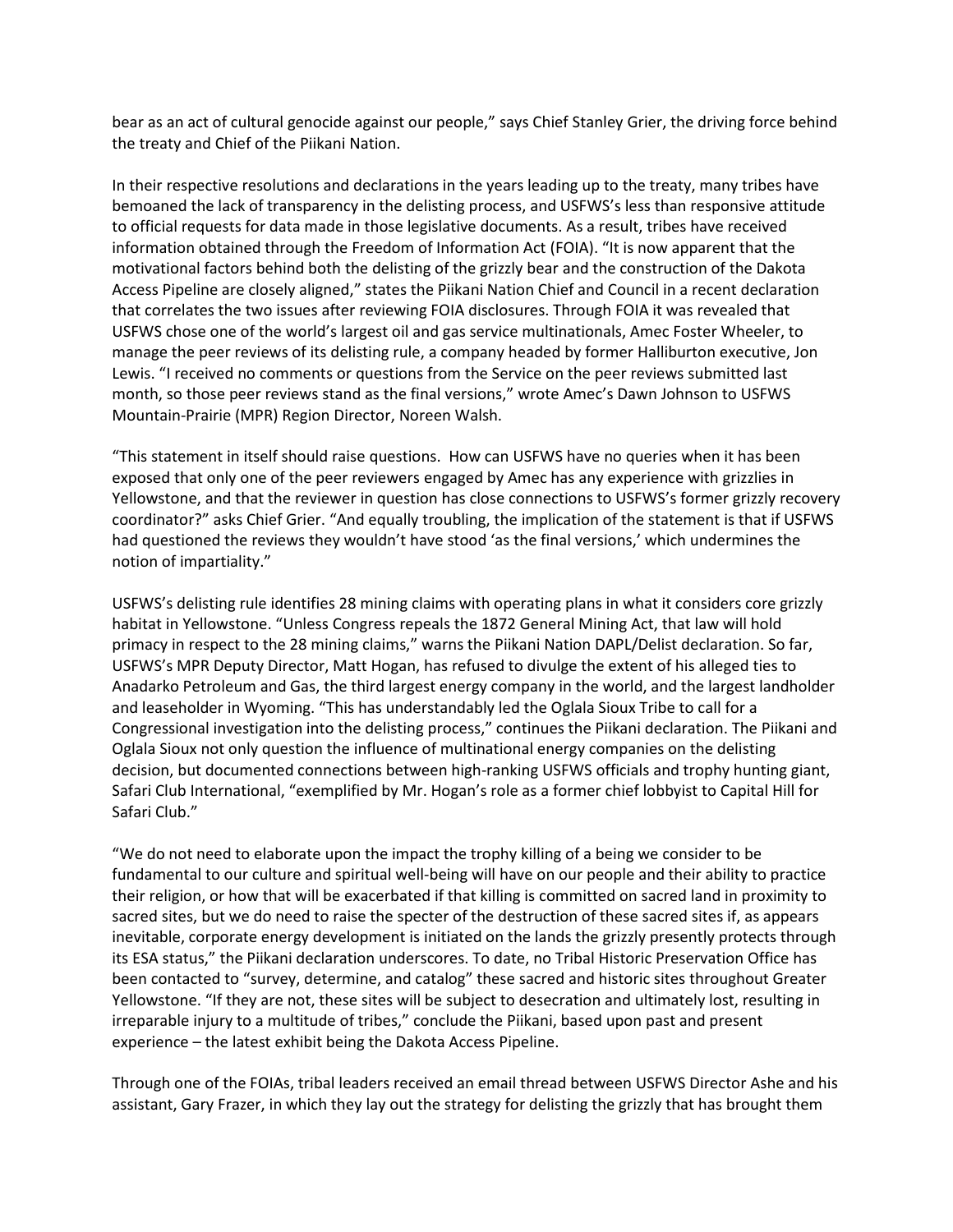bear as an act of cultural genocide against our people," says Chief Stanley Grier, the driving force behind the treaty and Chief of the Piikani Nation.

In their respective resolutions and declarations in the years leading up to the treaty, many tribes have bemoaned the lack of transparency in the delisting process, and USFWS's less than responsive attitude to official requests for data made in those legislative documents. As a result, tribes have received information obtained through the Freedom of Information Act (FOIA). "It is now apparent that the motivational factors behind both the delisting of the grizzly bear and the construction of the Dakota Access Pipeline are closely aligned," states the Piikani Nation Chief and Council in a recent declaration that correlates the two issues after reviewing FOIA disclosures. Through FOIA it was revealed that USFWS chose one of the world's largest oil and gas service multinationals, Amec Foster Wheeler, to manage the peer reviews of its delisting rule, a company headed by former Halliburton executive, Jon Lewis. "I received no comments or questions from the Service on the peer reviews submitted last month, so those peer reviews stand as the final versions," wrote Amec's Dawn Johnson to USFWS Mountain-Prairie (MPR) Region Director, Noreen Walsh.

"This statement in itself should raise questions. How can USFWS have no queries when it has been exposed that only one of the peer reviewers engaged by Amec has any experience with grizzlies in Yellowstone, and that the reviewer in question has close connections to USFWS's former grizzly recovery coordinator?" asks Chief Grier. "And equally troubling, the implication of the statement is that if USFWS had questioned the reviews they wouldn't have stood 'as the final versions,' which undermines the notion of impartiality."

USFWS's delisting rule identifies 28 mining claims with operating plans in what it considers core grizzly habitat in Yellowstone. "Unless Congress repeals the 1872 General Mining Act, that law will hold primacy in respect to the 28 mining claims," warns the Piikani Nation DAPL/Delist declaration. So far, USFWS's MPR Deputy Director, Matt Hogan, has refused to divulge the extent of his alleged ties to Anadarko Petroleum and Gas, the third largest energy company in the world, and the largest landholder and leaseholder in Wyoming. "This has understandably led the Oglala Sioux Tribe to call for a Congressional investigation into the delisting process," continues the Piikani declaration. The Piikani and Oglala Sioux not only question the influence of multinational energy companies on the delisting decision, but documented connections between high-ranking USFWS officials and trophy hunting giant, Safari Club International, "exemplified by Mr. Hogan's role as a former chief lobbyist to Capital Hill for Safari Club."

"We do not need to elaborate upon the impact the trophy killing of a being we consider to be fundamental to our culture and spiritual well-being will have on our people and their ability to practice their religion, or how that will be exacerbated if that killing is committed on sacred land in proximity to sacred sites, but we do need to raise the specter of the destruction of these sacred sites if, as appears inevitable, corporate energy development is initiated on the lands the grizzly presently protects through its ESA status," the Piikani declaration underscores. To date, no Tribal Historic Preservation Office has been contacted to "survey, determine, and catalog" these sacred and historic sites throughout Greater Yellowstone. "If they are not, these sites will be subject to desecration and ultimately lost, resulting in irreparable injury to a multitude of tribes," conclude the Piikani, based upon past and present experience – the latest exhibit being the Dakota Access Pipeline.

Through one of the FOIAs, tribal leaders received an email thread between USFWS Director Ashe and his assistant, Gary Frazer, in which they lay out the strategy for delisting the grizzly that has brought them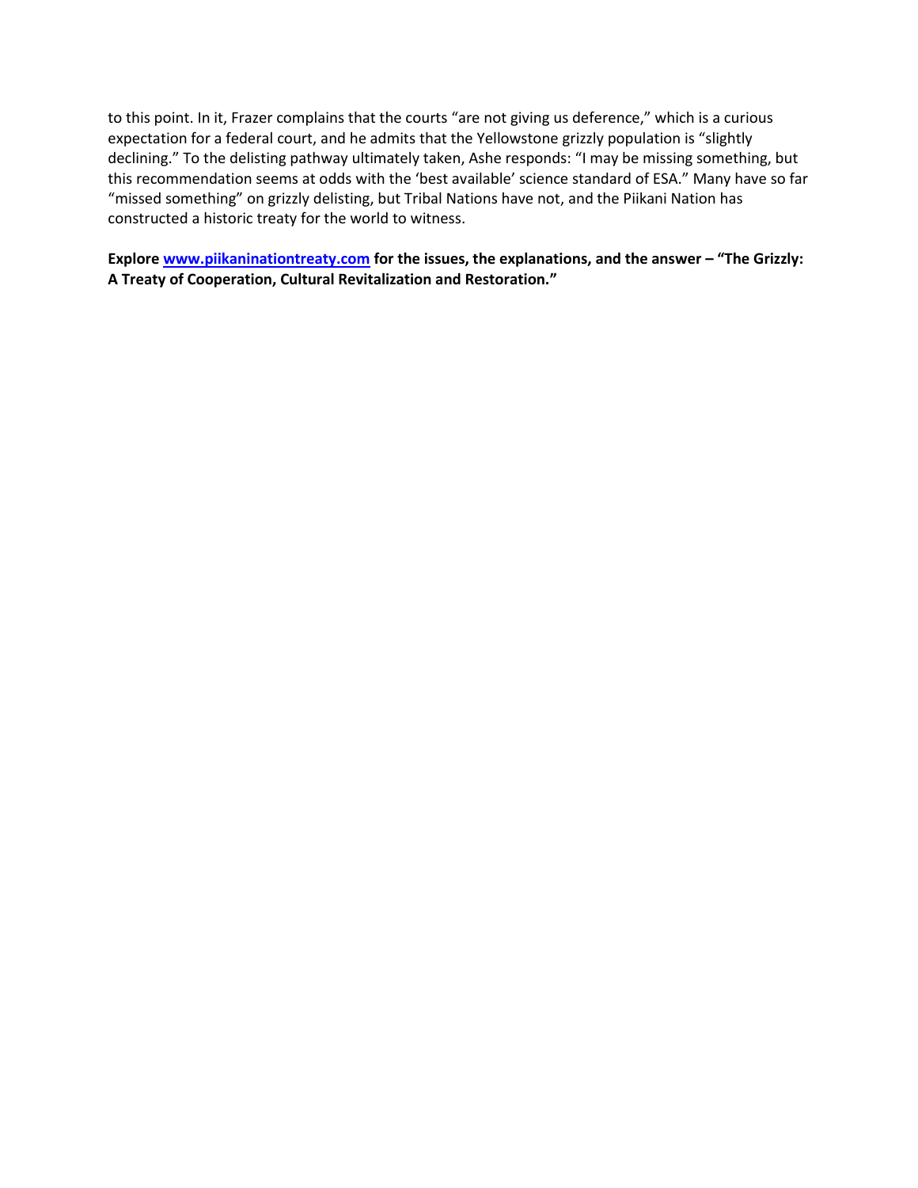to this point. In it, Frazer complains that the courts "are not giving us deference," which is a curious expectation for a federal court, and he admits that the Yellowstone grizzly population is "slightly declining." To the delisting pathway ultimately taken, Ashe responds: "I may be missing something, but this recommendation seems at odds with the 'best available' science standard of ESA." Many have so far "missed something" on grizzly delisting, but Tribal Nations have not, and the Piikani Nation has constructed a historic treaty for the world to witness.

**Explore [www.piikaninationtreaty.com](www.piikaninationtreaty.com) for the issues, the explanations, and the answer – "The Grizzly: A Treaty of Cooperation, Cultural Revitalization and Restoration."**